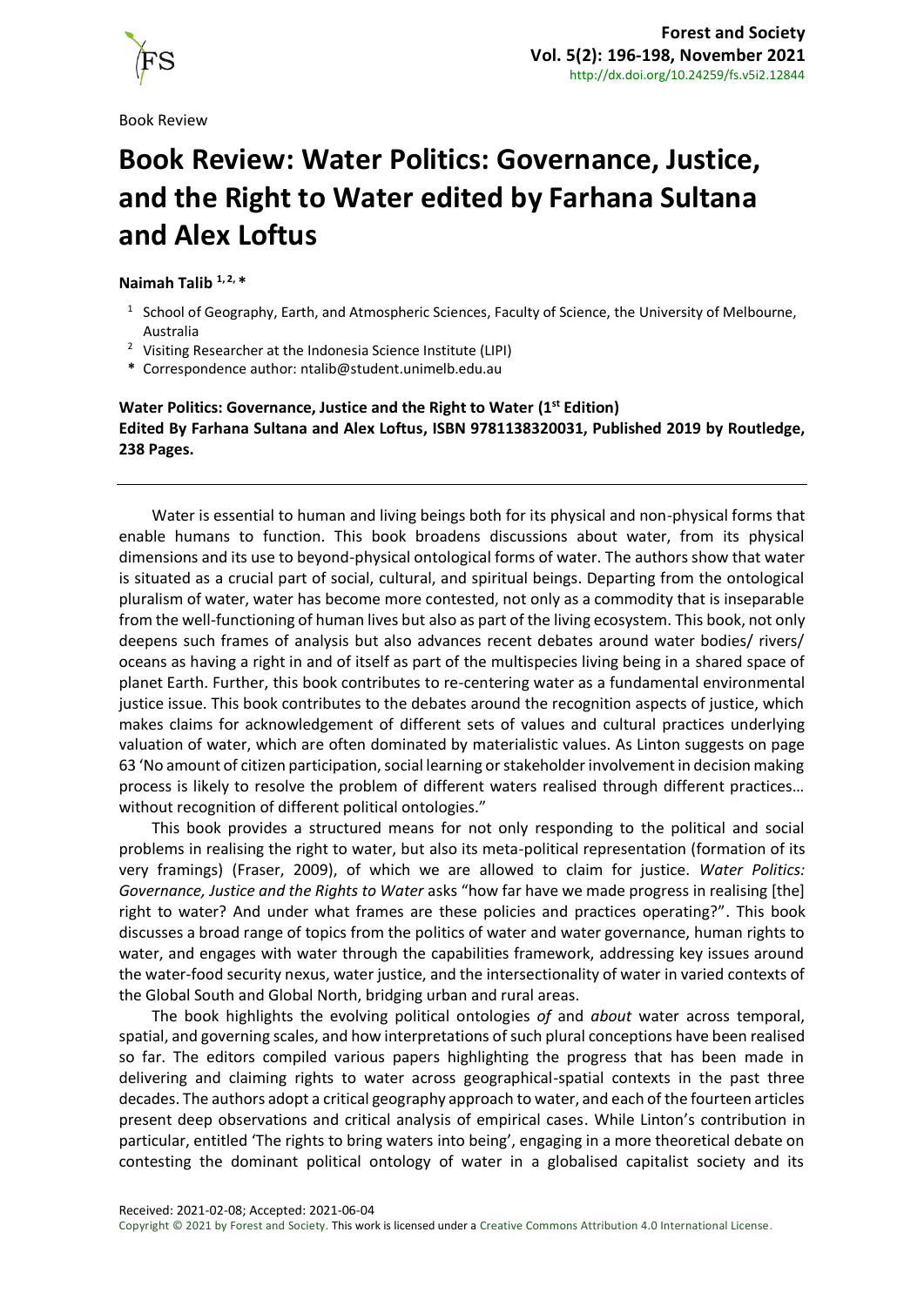Book Review

# Book Review: Water Politics: Governance, Justice, and the Right to Water edited by Farhana Sultana and Alex Loftus

**Naimah Talib [1, 2, *]**

- [1] School of Geography, Earth, and Atmospheric Sciences, Faculty of Science, the University of Melbourne, Australia
- [2] Visiting Researcher at the Indonesia Science Institute (LIPI)
- **\*** Correspondence author: ntalib@student.unimelb.edu.au

**Water Politics: Governance, Justice and the Right to Water (1st Edition)**
**Edited By Farhana Sultana and Alex Loftus, ISBN 9781138320031, Published 2019 by Routledge, 238 Pages.**

---

Water is essential to human and living beings both for its physical and non-physical forms that enable humans to function. This book broadens discussions about water, from its physical dimensions and its use to beyond-physical ontological forms of water. The authors show that water is situated as a crucial part of social, cultural, and spiritual beings. Departing from the ontological pluralism of water, water has become more contested, not only as a commodity that is inseparable from the well-functioning of human lives but also as part of the living ecosystem. This book, not only deepens such frames of analysis but also advances recent debates around water bodies/ rivers/ oceans as having a right in and of itself as part of the multispecies living being in a shared space of planet Earth. Further, this book contributes to re-centering water as a fundamental environmental justice issue. This book contributes to the debates around the recognition aspects of justice, which makes claims for acknowledgement of different sets of values and cultural practices underlying valuation of water, which are often dominated by materialistic values. As Linton suggests on page 63 'No amount of citizen participation, social learning or stakeholder involvement in decision making process is likely to resolve the problem of different waters realised through different practices… without recognition of different political ontologies."

This book provides a structured means for not only responding to the political and social problems in realising the right to water, but also its meta-political representation (formation of its very framings) (Fraser, 2009), of which we are allowed to claim for justice. *Water Politics: Governance, Justice and the Rights to Water* asks "how far have we made progress in realising [the] right to water? And under what frames are these policies and practices operating?". This book discusses a broad range of topics from the politics of water and water governance, human rights to water, and engages with water through the capabilities framework, addressing key issues around the water-food security nexus, water justice, and the intersectionality of water in varied contexts of the Global South and Global North, bridging urban and rural areas.

The book highlights the evolving political ontologies *of* and *about* water across temporal, spatial, and governing scales, and how interpretations of such plural conceptions have been realised so far. The editors compiled various papers highlighting the progress that has been made in delivering and claiming rights to water across geographical-spatial contexts in the past three decades. The authors adopt a critical geography approach to water, and each of the fourteen articles present deep observations and critical analysis of empirical cases. While Linton's contribution in particular, entitled 'The rights to bring waters into being', engaging in a more theoretical debate on contesting the dominant political ontology of water in a globalised capitalist society and its

Received: 2021-02-08; Accepted: 2021-06-04
Copyright © 2021 by Forest and Society. This work is licensed under a Creative Commons Attribution 4.0 International License.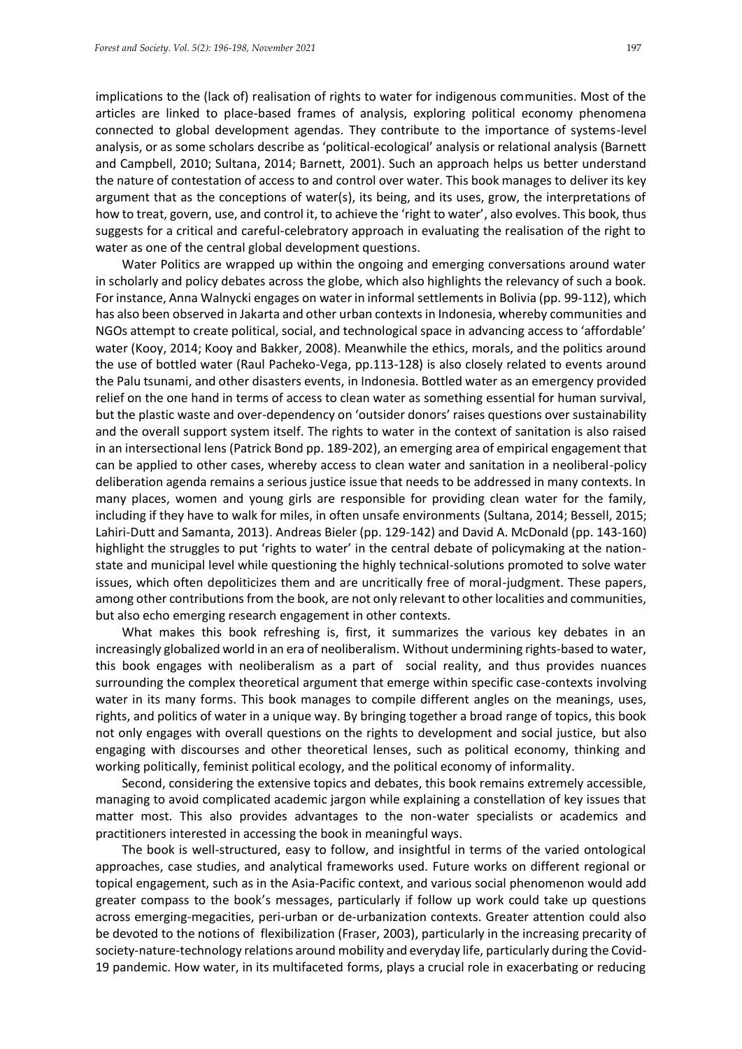implications to the (lack of) realisation of rights to water for indigenous communities. Most of the articles are linked to place-based frames of analysis, exploring political economy phenomena connected to global development agendas. They contribute to the importance of systems-level analysis, or as some scholars describe as 'political-ecological' analysis or relational analysis (Barnett and Campbell, 2010; Sultana, 2014; Barnett, 2001). Such an approach helps us better understand the nature of contestation of access to and control over water. This book manages to deliver its key argument that as the conceptions of water(s), its being, and its uses, grow, the interpretations of how to treat, govern, use, and control it, to achieve the 'right to water', also evolves. This book, thus suggests for a critical and careful-celebratory approach in evaluating the realisation of the right to water as one of the central global development questions.

Water Politics are wrapped up within the ongoing and emerging conversations around water in scholarly and policy debates across the globe, which also highlights the relevancy of such a book. For instance, Anna Walnycki engages on water in informal settlements in Bolivia (pp. 99-112), which has also been observed in Jakarta and other urban contexts in Indonesia, whereby communities and NGOs attempt to create political, social, and technological space in advancing access to 'affordable' water (Kooy, 2014; Kooy and Bakker, 2008). Meanwhile the ethics, morals, and the politics around the use of bottled water (Raul Pacheko-Vega, pp.113-128) is also closely related to events around the Palu tsunami, and other disasters events, in Indonesia. Bottled water as an emergency provided relief on the one hand in terms of access to clean water as something essential for human survival, but the plastic waste and over-dependency on 'outsider donors' raises questions over sustainability and the overall support system itself. The rights to water in the context of sanitation is also raised in an intersectional lens (Patrick Bond pp. 189-202), an emerging area of empirical engagement that can be applied to other cases, whereby access to clean water and sanitation in a neoliberal-policy deliberation agenda remains a serious justice issue that needs to be addressed in many contexts. In many places, women and young girls are responsible for providing clean water for the family, including if they have to walk for miles, in often unsafe environments (Sultana, 2014; Bessell, 2015; Lahiri-Dutt and Samanta, 2013). Andreas Bieler (pp. 129-142) and David A. McDonald (pp. 143-160) highlight the struggles to put 'rights to water' in the central debate of policymaking at the nation-state and municipal level while questioning the highly technical-solutions promoted to solve water issues, which often depoliticizes them and are uncritically free of moral-judgment. These papers, among other contributions from the book, are not only relevant to other localities and communities, but also echo emerging research engagement in other contexts.

What makes this book refreshing is, first, it summarizes the various key debates in an increasingly globalized world in an era of neoliberalism. Without undermining rights-based to water, this book engages with neoliberalism as a part of social reality, and thus provides nuances surrounding the complex theoretical argument that emerge within specific case-contexts involving water in its many forms. This book manages to compile different angles on the meanings, uses, rights, and politics of water in a unique way. By bringing together a broad range of topics, this book not only engages with overall questions on the rights to development and social justice, but also engaging with discourses and other theoretical lenses, such as political economy, thinking and working politically, feminist political ecology, and the political economy of informality.

Second, considering the extensive topics and debates, this book remains extremely accessible, managing to avoid complicated academic jargon while explaining a constellation of key issues that matter most. This also provides advantages to the non-water specialists or academics and practitioners interested in accessing the book in meaningful ways.

The book is well-structured, easy to follow, and insightful in terms of the varied ontological approaches, case studies, and analytical frameworks used. Future works on different regional or topical engagement, such as in the Asia-Pacific context, and various social phenomenon would add greater compass to the book's messages, particularly if follow up work could take up questions across emerging-megacities, peri-urban or de-urbanization contexts. Greater attention could also be devoted to the notions of flexibilization (Fraser, 2003), particularly in the increasing precarity of society-nature-technology relations around mobility and everyday life, particularly during the Covid-19 pandemic. How water, in its multifaceted forms, plays a crucial role in exacerbating or reducing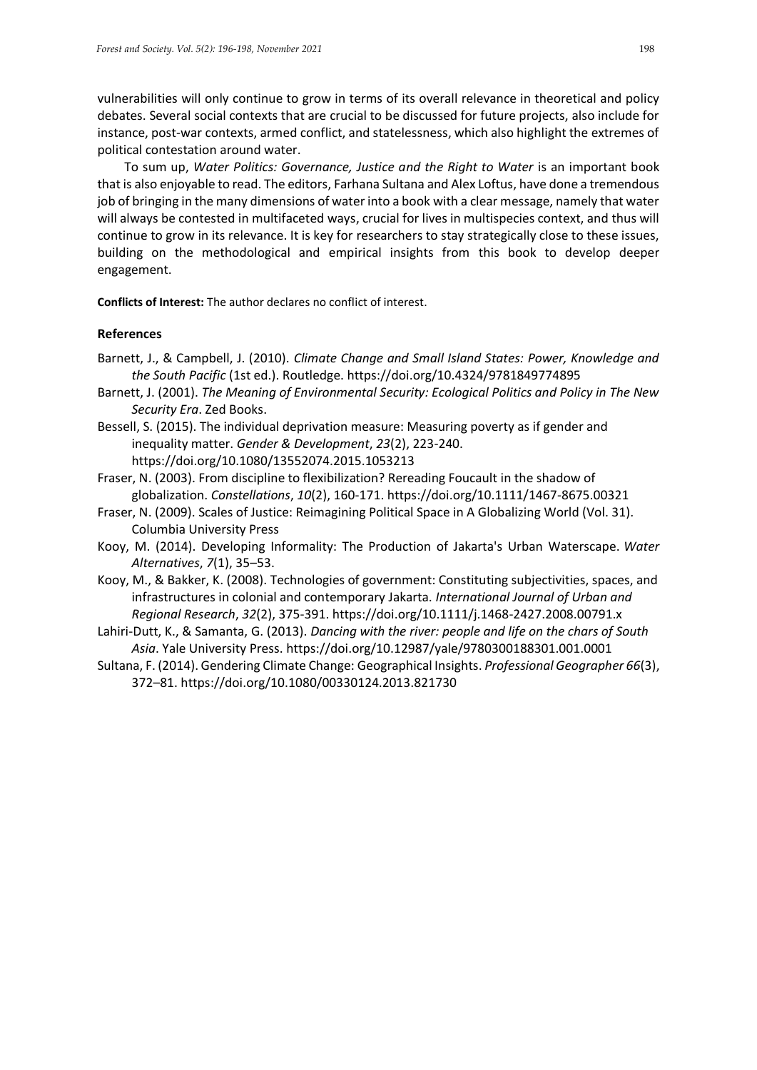vulnerabilities will only continue to grow in terms of its overall relevance in theoretical and policy debates. Several social contexts that are crucial to be discussed for future projects, also include for instance, post-war contexts, armed conflict, and statelessness, which also highlight the extremes of political contestation around water.

To sum up, *Water Politics: Governance, Justice and the Right to Water* is an important book that is also enjoyable to read. The editors, Farhana Sultana and Alex Loftus, have done a tremendous job of bringing in the many dimensions of water into a book with a clear message, namely that water will always be contested in multifaceted ways, crucial for lives in multispecies context, and thus will continue to grow in its relevance. It is key for researchers to stay strategically close to these issues, building on the methodological and empirical insights from this book to develop deeper engagement.

**Conflicts of Interest:** The author declares no conflict of interest.

## References

Barnett, J., & Campbell, J. (2010). *Climate Change and Small Island States: Power, Knowledge and the South Pacific* (1st ed.). Routledge. https://doi.org/10.4324/9781849774895

Barnett, J. (2001). *The Meaning of Environmental Security: Ecological Politics and Policy in The New Security Era*. Zed Books.

Bessell, S. (2015). The individual deprivation measure: Measuring poverty as if gender and inequality matter. *Gender & Development*, *23*(2), 223-240. https://doi.org/10.1080/13552074.2015.1053213

Fraser, N. (2003). From discipline to flexibilization? Rereading Foucault in the shadow of globalization. *Constellations*, *10*(2), 160-171. https://doi.org/10.1111/1467-8675.00321

Fraser, N. (2009). Scales of Justice: Reimagining Political Space in A Globalizing World (Vol. 31). Columbia University Press

Kooy, M. (2014). Developing Informality: The Production of Jakarta's Urban Waterscape. *Water Alternatives*, *7*(1), 35–53.

Kooy, M., & Bakker, K. (2008). Technologies of government: Constituting subjectivities, spaces, and infrastructures in colonial and contemporary Jakarta. *International Journal of Urban and Regional Research*, *32*(2), 375-391. https://doi.org/10.1111/j.1468-2427.2008.00791.x

Lahiri-Dutt, K., & Samanta, G. (2013). *Dancing with the river: people and life on the chars of South Asia*. Yale University Press. https://doi.org/10.12987/yale/9780300188301.001.0001

Sultana, F. (2014). Gendering Climate Change: Geographical Insights. *Professional Geographer 66*(3), 372–81. https://doi.org/10.1080/00330124.2013.821730